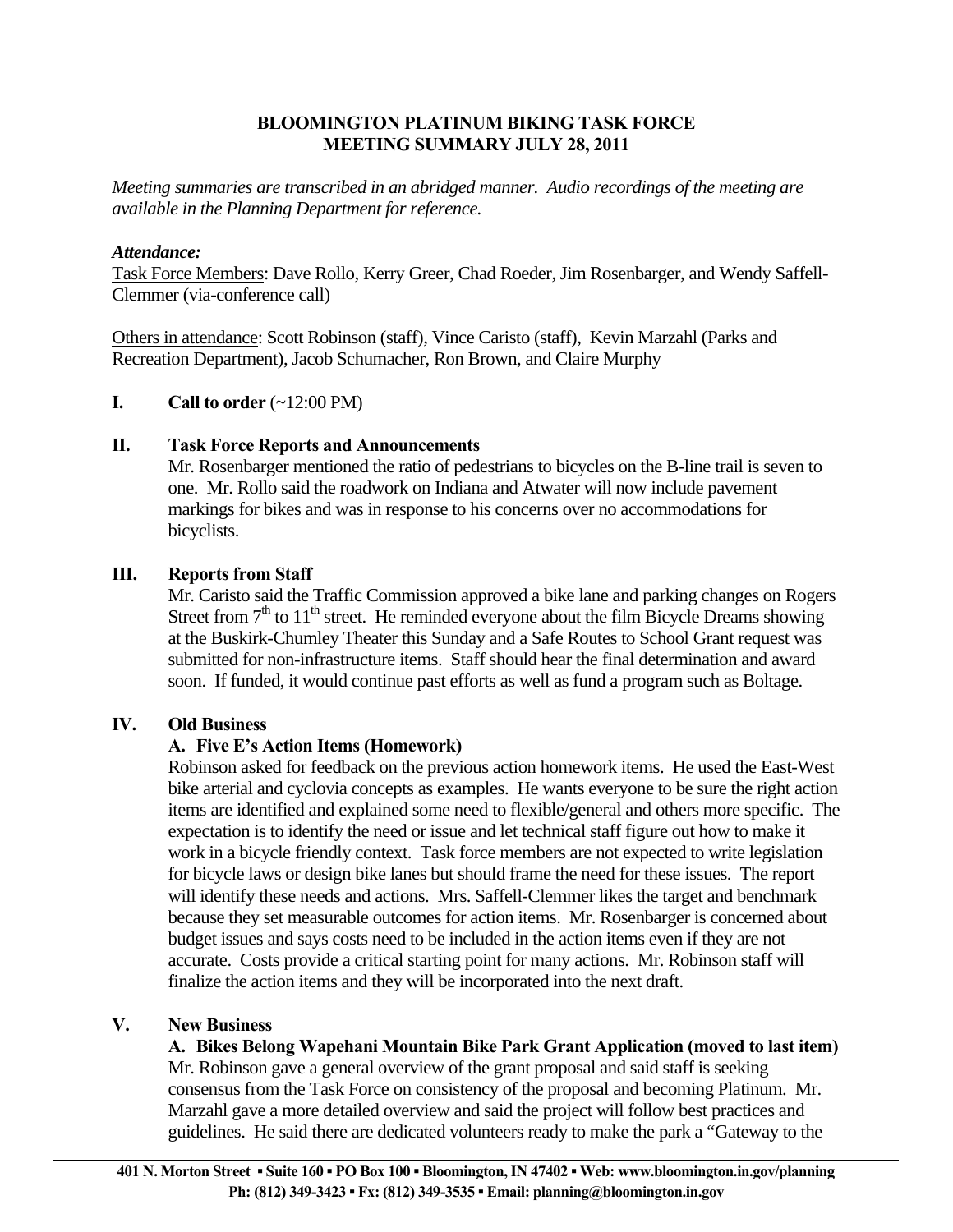# BLOOMINGTON PLATINUM BIKING TASK FORCE
# MEETING SUMMARY JULY 28, 2011

*Meeting summaries are transcribed in an abridged manner. Audio recordings of the meeting are available in the Planning Department for reference.*

***Attendance:***

Task Force Members: Dave Rollo, Kerry Greer, Chad Roeder, Jim Rosenbarger, and Wendy Saffell-Clemmer (via-conference call)

Others in attendance: Scott Robinson (staff), Vince Caristo (staff), Kevin Marzahl (Parks and Recreation Department), Jacob Schumacher, Ron Brown, and Claire Murphy

## I. Call to order (~12:00 PM)

## II. Task Force Reports and Announcements

Mr. Rosenbarger mentioned the ratio of pedestrians to bicycles on the B-line trail is seven to one. Mr. Rollo said the roadwork on Indiana and Atwater will now include pavement markings for bikes and was in response to his concerns over no accommodations for bicyclists.

## III. Reports from Staff

Mr. Caristo said the Traffic Commission approved a bike lane and parking changes on Rogers Street from 7th to 11th street. He reminded everyone about the film Bicycle Dreams showing at the Buskirk-Chumley Theater this Sunday and a Safe Routes to School Grant request was submitted for non-infrastructure items. Staff should hear the final determination and award soon. If funded, it would continue past efforts as well as fund a program such as Boltage.

## IV. Old Business

### A. Five E's Action Items (Homework)

Robinson asked for feedback on the previous action homework items. He used the East-West bike arterial and cyclovia concepts as examples. He wants everyone to be sure the right action items are identified and explained some need to flexible/general and others more specific. The expectation is to identify the need or issue and let technical staff figure out how to make it work in a bicycle friendly context. Task force members are not expected to write legislation for bicycle laws or design bike lanes but should frame the need for these issues. The report will identify these needs and actions. Mrs. Saffell-Clemmer likes the target and benchmark because they set measurable outcomes for action items. Mr. Rosenbarger is concerned about budget issues and says costs need to be included in the action items even if they are not accurate. Costs provide a critical starting point for many actions. Mr. Robinson staff will finalize the action items and they will be incorporated into the next draft.

## V. New Business

### A. Bikes Belong Wapehani Mountain Bike Park Grant Application (moved to last item)

Mr. Robinson gave a general overview of the grant proposal and said staff is seeking consensus from the Task Force on consistency of the proposal and becoming Platinum. Mr. Marzahl gave a more detailed overview and said the project will follow best practices and guidelines. He said there are dedicated volunteers ready to make the park a "Gateway to the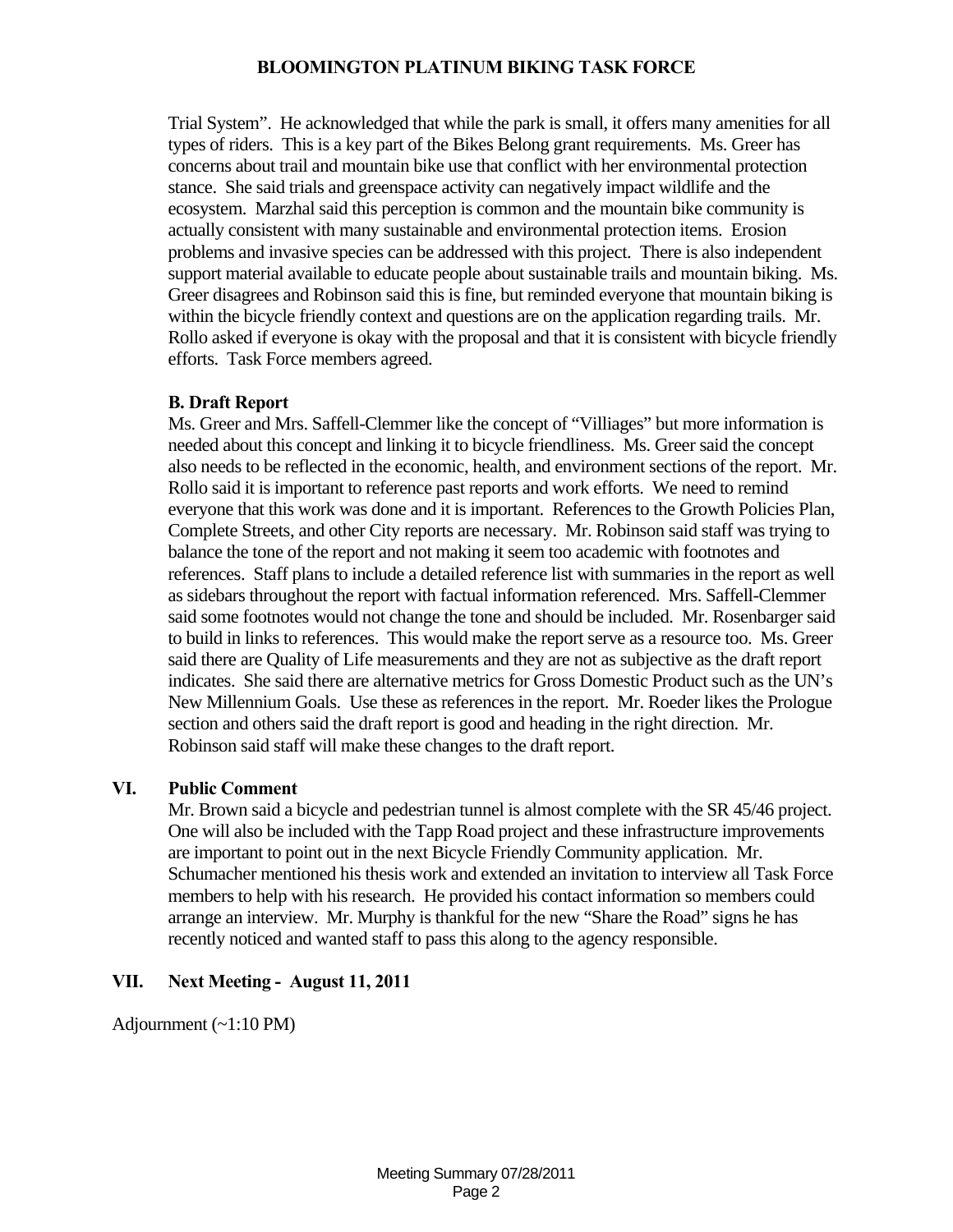Trial System". He acknowledged that while the park is small, it offers many amenities for all types of riders. This is a key part of the Bikes Belong grant requirements. Ms. Greer has concerns about trail and mountain bike use that conflict with her environmental protection stance. She said trials and greenspace activity can negatively impact wildlife and the ecosystem. Marzhal said this perception is common and the mountain bike community is actually consistent with many sustainable and environmental protection items. Erosion problems and invasive species can be addressed with this project. There is also independent support material available to educate people about sustainable trails and mountain biking. Ms. Greer disagrees and Robinson said this is fine, but reminded everyone that mountain biking is within the bicycle friendly context and questions are on the application regarding trails. Mr. Rollo asked if everyone is okay with the proposal and that it is consistent with bicycle friendly efforts. Task Force members agreed.

**B. Draft Report**

Ms. Greer and Mrs. Saffell-Clemmer like the concept of "Villiages" but more information is needed about this concept and linking it to bicycle friendliness. Ms. Greer said the concept also needs to be reflected in the economic, health, and environment sections of the report. Mr. Rollo said it is important to reference past reports and work efforts. We need to remind everyone that this work was done and it is important. References to the Growth Policies Plan, Complete Streets, and other City reports are necessary. Mr. Robinson said staff was trying to balance the tone of the report and not making it seem too academic with footnotes and references. Staff plans to include a detailed reference list with summaries in the report as well as sidebars throughout the report with factual information referenced. Mrs. Saffell-Clemmer said some footnotes would not change the tone and should be included. Mr. Rosenbarger said to build in links to references. This would make the report serve as a resource too. Ms. Greer said there are Quality of Life measurements and they are not as subjective as the draft report indicates. She said there are alternative metrics for Gross Domestic Product such as the UN's New Millennium Goals. Use these as references in the report. Mr. Roeder likes the Prologue section and others said the draft report is good and heading in the right direction. Mr. Robinson said staff will make these changes to the draft report.

## VI. Public Comment

Mr. Brown said a bicycle and pedestrian tunnel is almost complete with the SR 45/46 project. One will also be included with the Tapp Road project and these infrastructure improvements are important to point out in the next Bicycle Friendly Community application. Mr. Schumacher mentioned his thesis work and extended an invitation to interview all Task Force members to help with his research. He provided his contact information so members could arrange an interview. Mr. Murphy is thankful for the new "Share the Road" signs he has recently noticed and wanted staff to pass this along to the agency responsible.

## VII. Next Meeting - August 11, 2011

Adjournment (~1:10 PM)